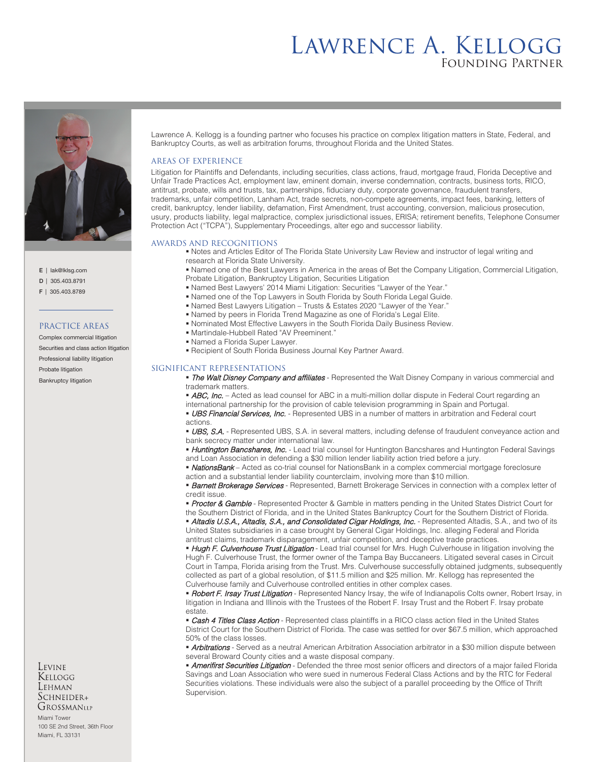# Lawrence A. Kellogg

## Founding Partner

**E** | lak@lklsg.com
**D** | 305.403.8791
**F** | 305.403.8789

### PRACTICE AREAS

Complex commercial litigation
Securities and class action litigation
Professional liability litigation
Probate litigation
Bankruptcy litigation

Lawrence A. Kellogg is a founding partner who focuses his practice on complex litigation matters in State, Federal, and Bankruptcy Courts, as well as arbitration forums, throughout Florida and the United States.

### AREAS OF EXPERIENCE

Litigation for Plaintiffs and Defendants, including securities, class actions, fraud, mortgage fraud, Florida Deceptive and Unfair Trade Practices Act, employment law, eminent domain, inverse condemnation, contracts, business torts, RICO, antitrust, probate, wills and trusts, tax, partnerships, fiduciary duty, corporate governance, fraudulent transfers, trademarks, unfair competition, Lanham Act, trade secrets, non-compete agreements, impact fees, banking, letters of credit, bankruptcy, lender liability, defamation, First Amendment, trust accounting, conversion, malicious prosecution, usury, products liability, legal malpractice, complex jurisdictional issues, ERISA; retirement benefits, Telephone Consumer Protection Act ("TCPA"), Supplementary Proceedings, alter ego and successor liability.

### AWARDS AND RECOGNITIONS

- Notes and Articles Editor of The Florida State University Law Review and instructor of legal writing and research at Florida State University.
- Named one of the Best Lawyers in America in the areas of Bet the Company Litigation, Commercial Litigation, Probate Litigation, Bankruptcy Litigation, Securities Litigation
- Named Best Lawyers' 2014 Miami Litigation: Securities "Lawyer of the Year."
- Named one of the Top Lawyers in South Florida by South Florida Legal Guide.
- Named Best Lawyers Litigation – Trusts & Estates 2020 "Lawyer of the Year."
- Named by peers in Florida Trend Magazine as one of Florida's Legal Elite.
- Nominated Most Effective Lawyers in the South Florida Daily Business Review.
- Martindale-Hubbell Rated "AV Preeminent."
- Named a Florida Super Lawyer.
- Recipient of South Florida Business Journal Key Partner Award.

### SIGNIFICANT REPRESENTATIONS

- *The Walt Disney Company and affiliates* - Represented the Walt Disney Company in various commercial and trademark matters.
- *ABC, Inc.* – Acted as lead counsel for ABC in a multi-million dollar dispute in Federal Court regarding an international partnership for the provision of cable television programming in Spain and Portugal.
- *UBS Financial Services, Inc.* - Represented UBS in a number of matters in arbitration and Federal court actions.
- *UBS, S.A.* - Represented UBS, S.A. in several matters, including defense of fraudulent conveyance action and bank secrecy matter under international law.
- *Huntington Bancshares, Inc.* - Lead trial counsel for Huntington Bancshares and Huntington Federal Savings and Loan Association in defending a $30 million lender liability action tried before a jury.
- *NationsBank* – Acted as co-trial counsel for NationsBank in a complex commercial mortgage foreclosure action and a substantial lender liability counterclaim, involving more than $10 million.
- *Barnett Brokerage Services* - Represented, Barnett Brokerage Services in connection with a complex letter of credit issue.
- *Procter & Gamble* - Represented Procter & Gamble in matters pending in the United States District Court for the Southern District of Florida, and in the United States Bankruptcy Court for the Southern District of Florida.
- *Altadis U.S.A., Altadis, S.A., and Consolidated Cigar Holdings, Inc.* - Represented Altadis, S.A., and two of its United States subsidiaries in a case brought by General Cigar Holdings, Inc. alleging Federal and Florida antitrust claims, trademark disparagement, unfair competition, and deceptive trade practices.
- *Hugh F. Culverhouse Trust Litigation* - Lead trial counsel for Mrs. Hugh Culverhouse in litigation involving the Hugh F. Culverhouse Trust, the former owner of the Tampa Bay Buccaneers. Litigated several cases in Circuit Court in Tampa, Florida arising from the Trust. Mrs. Culverhouse successfully obtained judgments, subsequently collected as part of a global resolution, of $11.5 million and $25 million. Mr. Kellogg has represented the Culverhouse family and Culverhouse controlled entities in other complex cases.
- *Robert F. Irsay Trust Litigation* - Represented Nancy Irsay, the wife of Indianapolis Colts owner, Robert Irsay, in litigation in Indiana and Illinois with the Trustees of the Robert F. Irsay Trust and the Robert F. Irsay probate estate.
- *Cash 4 Titles Class Action* - Represented class plaintiffs in a RICO class action filed in the United States District Court for the Southern District of Florida. The case was settled for over $67.5 million, which approached 50% of the class losses.
- *Arbitrations* - Served as a neutral American Arbitration Association arbitrator in a $30 million dispute between several Broward County cities and a waste disposal company.
- *Amerifirst Securities Litigation* - Defended the three most senior officers and directors of a major failed Florida Savings and Loan Association who were sued in numerous Federal Class Actions and by the RTC for Federal Securities violations. These individuals were also the subject of a parallel proceeding by the Office of Thrift Supervision.

Levine Kellogg Lehman Schneider+ Grossman LLP
Miami Tower
100 SE 2nd Street, 36th Floor
Miami, FL 33131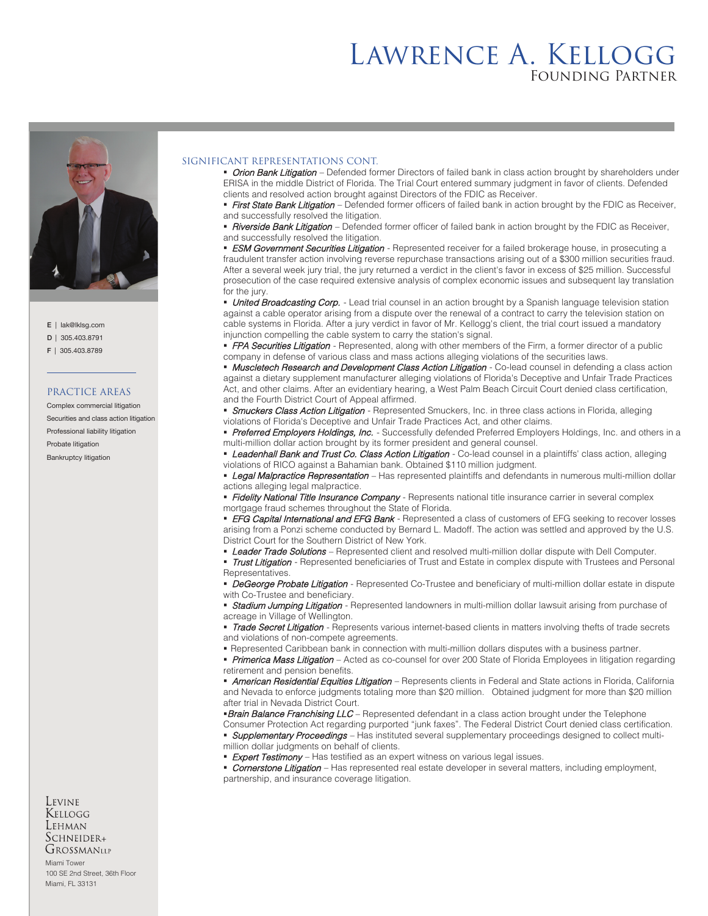# Lawrence A. Kellogg
## Founding Partner

E | lak@lklsg.com
D | 305.403.8791
F | 305.403.8789

### PRACTICE AREAS

Complex commercial litigation
Securities and class action litigation
Professional liability litigation
Probate litigation
Bankruptcy litigation

Levine Kellogg Lehman Schneider+ Grossman LLP
Miami Tower
100 SE 2nd Street, 36th Floor
Miami, FL 33131

### SIGNIFICANT REPRESENTATIONS CONT.

- *Orion Bank Litigation* – Defended former Directors of failed bank in class action brought by shareholders under ERISA in the middle District of Florida. The Trial Court entered summary judgment in favor of clients. Defended clients and resolved action brought against Directors of the FDIC as Receiver.
- *First State Bank Litigation* – Defended former officers of failed bank in action brought by the FDIC as Receiver, and successfully resolved the litigation.
- *Riverside Bank Litigation* – Defended former officer of failed bank in action brought by the FDIC as Receiver, and successfully resolved the litigation.
- *ESM Government Securities Litigation* - Represented receiver for a failed brokerage house, in prosecuting a fraudulent transfer action involving reverse repurchase transactions arising out of a $300 million securities fraud. After a several week jury trial, the jury returned a verdict in the client's favor in excess of $25 million. Successful prosecution of the case required extensive analysis of complex economic issues and subsequent lay translation for the jury.
- *United Broadcasting Corp.* - Lead trial counsel in an action brought by a Spanish language television station against a cable operator arising from a dispute over the renewal of a contract to carry the television station on cable systems in Florida. After a jury verdict in favor of Mr. Kellogg's client, the trial court issued a mandatory injunction compelling the cable system to carry the station's signal.
- *FPA Securities Litigation* - Represented, along with other members of the Firm, a former director of a public company in defense of various class and mass actions alleging violations of the securities laws.
- *Muscletech Research and Development Class Action Litigation* - Co-lead counsel in defending a class action against a dietary supplement manufacturer alleging violations of Florida's Deceptive and Unfair Trade Practices Act, and other claims. After an evidentiary hearing, a West Palm Beach Circuit Court denied class certification, and the Fourth District Court of Appeal affirmed.
- *Smuckers Class Action Litigation* - Represented Smuckers, Inc. in three class actions in Florida, alleging violations of Florida's Deceptive and Unfair Trade Practices Act, and other claims.
- *Preferred Employers Holdings, Inc.* - Successfully defended Preferred Employers Holdings, Inc. and others in a multi-million dollar action brought by its former president and general counsel.
- *Leadenhall Bank and Trust Co. Class Action Litigation* - Co-lead counsel in a plaintiffs' class action, alleging violations of RICO against a Bahamian bank. Obtained $110 million judgment.
- *Legal Malpractice Representation* – Has represented plaintiffs and defendants in numerous multi-million dollar actions alleging legal malpractice.
- *Fidelity National Title Insurance Company* - Represents national title insurance carrier in several complex mortgage fraud schemes throughout the State of Florida.
- *EFG Capital International and EFG Bank* - Represented a class of customers of EFG seeking to recover losses arising from a Ponzi scheme conducted by Bernard L. Madoff. The action was settled and approved by the U.S. District Court for the Southern District of New York.
- *Leader Trade Solutions* – Represented client and resolved multi-million dollar dispute with Dell Computer.
- *Trust Litigation* - Represented beneficiaries of Trust and Estate in complex dispute with Trustees and Personal Representatives.
- *DeGeorge Probate Litigation* - Represented Co-Trustee and beneficiary of multi-million dollar estate in dispute with Co-Trustee and beneficiary.
- *Stadium Jumping Litigation* - Represented landowners in multi-million dollar lawsuit arising from purchase of acreage in Village of Wellington.
- *Trade Secret Litigation* - Represents various internet-based clients in matters involving thefts of trade secrets and violations of non-compete agreements.
- Represented Caribbean bank in connection with multi-million dollars disputes with a business partner.
- *Primerica Mass Litigation* – Acted as co-counsel for over 200 State of Florida Employees in litigation regarding retirement and pension benefits.
- *American Residential Equities Litigation* – Represents clients in Federal and State actions in Florida, California and Nevada to enforce judgments totaling more than $20 million. Obtained judgment for more than $20 million after trial in Nevada District Court.
- *Brain Balance Franchising LLC* – Represented defendant in a class action brought under the Telephone Consumer Protection Act regarding purported "junk faxes". The Federal District Court denied class certification.
- *Supplementary Proceedings* – Has instituted several supplementary proceedings designed to collect multi-million dollar judgments on behalf of clients.
- *Expert Testimony* – Has testified as an expert witness on various legal issues.
- *Cornerstone Litigation* – Has represented real estate developer in several matters, including employment, partnership, and insurance coverage litigation.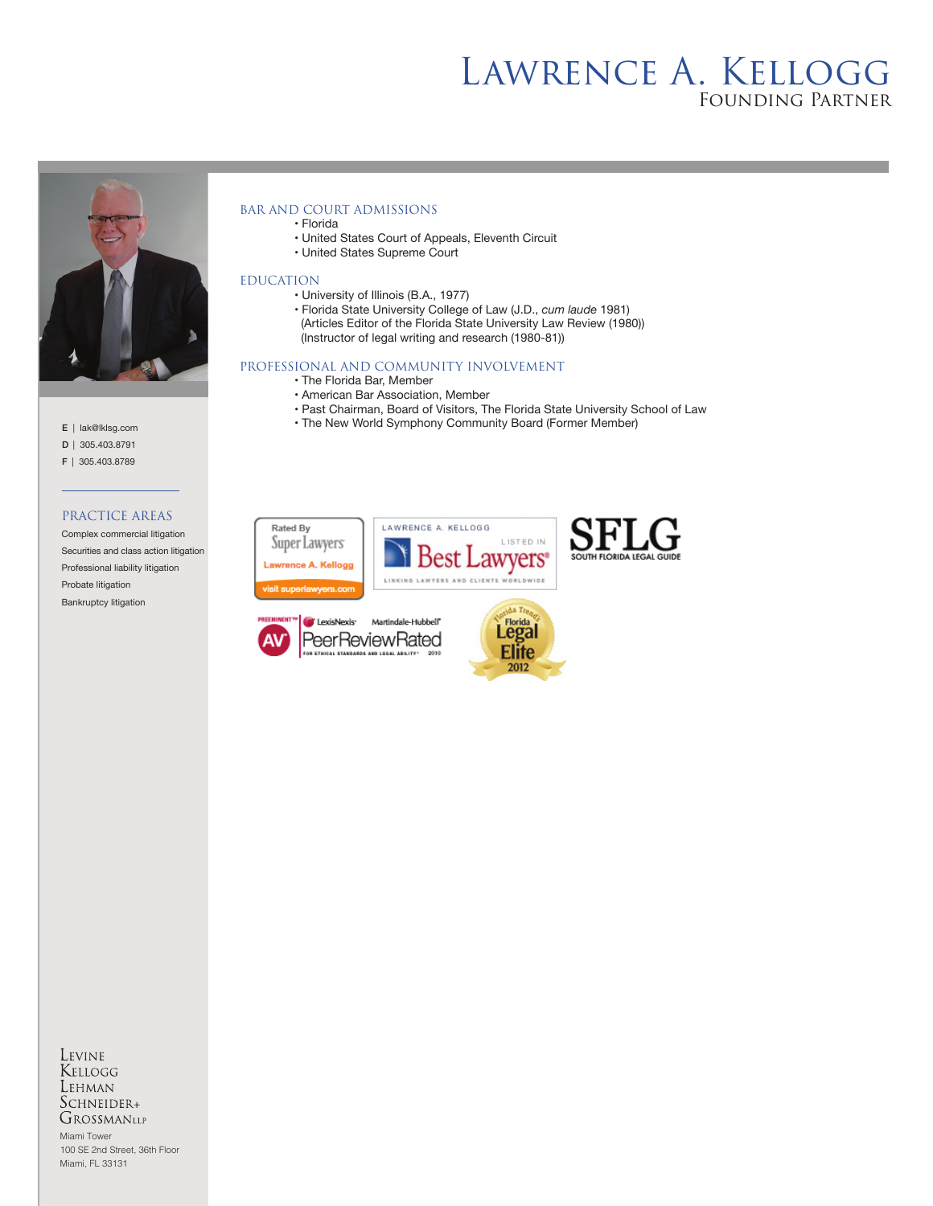# Lawrence A. Kellogg

## Founding Partner

## BAR AND COURT ADMISSIONS

- Florida
- United States Court of Appeals, Eleventh Circuit
- United States Supreme Court

## EDUCATION

- University of Illinois (B.A., 1977)
- Florida State University College of Law (J.D., *cum laude* 1981)
  (Articles Editor of the Florida State University Law Review (1980))
  (Instructor of legal writing and research (1980-81))

## PROFESSIONAL AND COMMUNITY INVOLVEMENT

- The Florida Bar, Member
- American Bar Association, Member
- Past Chairman, Board of Visitors, The Florida State University School of Law
- The New World Symphony Community Board (Former Member)

Rated By Super Lawyers
Lawrence A. Kellogg
visit superlawyers.com

LAWRENCE A. KELLOGG
LISTED IN Best Lawyers®
LINKING LAWYERS AND CLIENTS WORLDWIDE

SFLG
SOUTH FLORIDA LEGAL GUIDE

PREEMINENT™ AV® LexisNexis® Martindale-Hubbell® PeerReviewRated
FOR ETHICAL STANDARDS AND LEGAL ABILITY™ 2010

Florida Trend's Florida Legal Elite 2012

E | lak@lklsg.com
D | 305.403.8791
F | 305.403.8789

## PRACTICE AREAS

Complex commercial litigation
Securities and class action litigation
Professional liability litigation
Probate litigation
Bankruptcy litigation

Levine
Kellogg
Lehman
Schneider+
Grossman LLP

Miami Tower
100 SE 2nd Street, 36th Floor
Miami, FL 33131